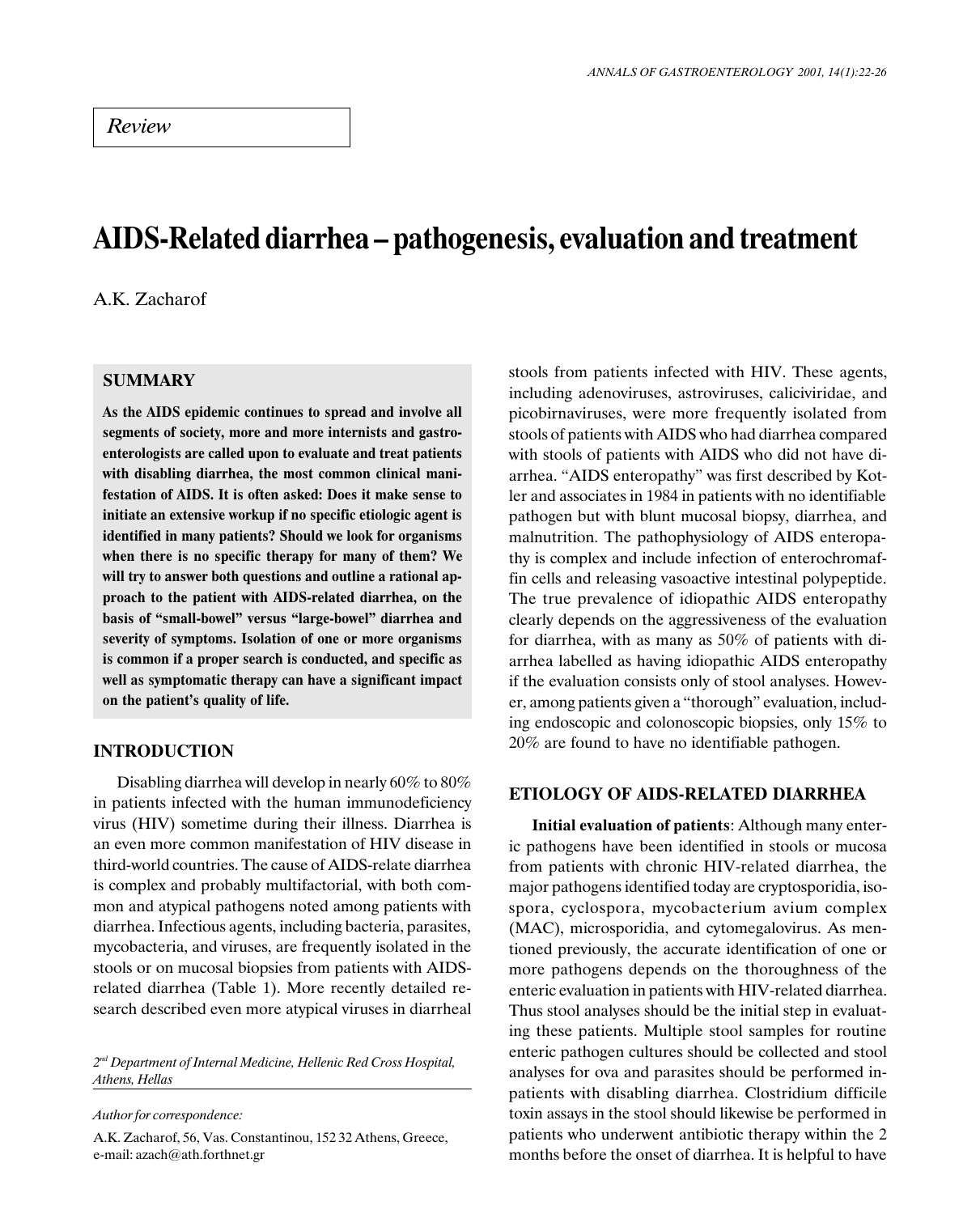*Review*

# AIDS-Related diarrhea – pathogenesis, evaluation and treatment

A.K. Zacharof

## SUMMARY

**As the AIDS epidemic continues to spread and involve all segments of society, more and more internists and gastroenterologists are called upon to evaluate and treat patients with disabling diarrhea, the most common clinical manifestation of AIDS. It is often asked: Does it make sense to initiate an extensive workup if no specific etiologic agent is identified in many patients? Should we look for organisms when there is no specific therapy for many of them? We will try to answer both questions and outline a rational approach to the patient with AIDS-related diarrhea, on the basis of "small-bowel" versus "large-bowel" diarrhea and severity of symptoms. Isolation of one or more organisms is common if a proper search is conducted, and specific as well as symptomatic therapy can have a significant impact on the patient's quality of life.**

## INTRODUCTION

Disabling diarrhea will develop in nearly 60% to 80% in patients infected with the human immunodeficiency virus (HIV) sometime during their illness. Diarrhea is an even more common manifestation of HIV disease in third-world countries. The cause of AIDS-relate diarrhea is complex and probably multifactorial, with both common and atypical pathogens noted among patients with diarrhea. Infectious agents, including bacteria, parasites, mycobacteria, and viruses, are frequently isolated in the stools or on mucosal biopsies from patients with AIDS-related diarrhea (Table 1). More recently detailed research described even more atypical viruses in diarrheal stools from patients infected with HIV. These agents, including adenoviruses, astroviruses, caliciviridae, and picobirnaviruses, were more frequently isolated from stools of patients with AIDS who had diarrhea compared with stools of patients with AIDS who did not have diarrhea. "AIDS enteropathy" was first described by Kotler and associates in 1984 in patients with no identifiable pathogen but with blunt mucosal biopsy, diarrhea, and malnutrition. The pathophysiology of AIDS enteropathy is complex and include infection of enterochromaffin cells and releasing vasoactive intestinal polypeptide. The true prevalence of idiopathic AIDS enteropathy clearly depends on the aggressiveness of the evaluation for diarrhea, with as many as 50% of patients with diarrhea labelled as having idiopathic AIDS enteropathy if the evaluation consists only of stool analyses. However, among patients given a "thorough" evaluation, including endoscopic and colonoscopic biopsies, only 15% to 20% are found to have no identifiable pathogen.

## ETIOLOGY OF AIDS-RELATED DIARRHEA

**Initial evaluation of patients**: Although many enteric pathogens have been identified in stools or mucosa from patients with chronic HIV-related diarrhea, the major pathogens identified today are cryptosporidia, isospora, cyclospora, mycobacterium avium complex (MAC), microsporidia, and cytomegalovirus. As mentioned previously, the accurate identification of one or more pathogens depends on the thoroughness of the enteric evaluation in patients with HIV-related diarrhea. Thus stool analyses should be the initial step in evaluating these patients. Multiple stool samples for routine enteric pathogen cultures should be collected and stool analyses for ova and parasites should be performed inpatients with disabling diarrhea. Clostridium difficile toxin assays in the stool should likewise be performed in patients who underwent antibiotic therapy within the 2 months before the onset of diarrhea. It is helpful to have

*2[nd] Department of Internal Medicine, Hellenic Red Cross Hospital, Athens, Hellas*

*Author for correspondence:*

A.K. Zacharof, 56, Vas. Constantinou, 152 32 Athens, Greece, e-mail: azach@ath.forthnet.gr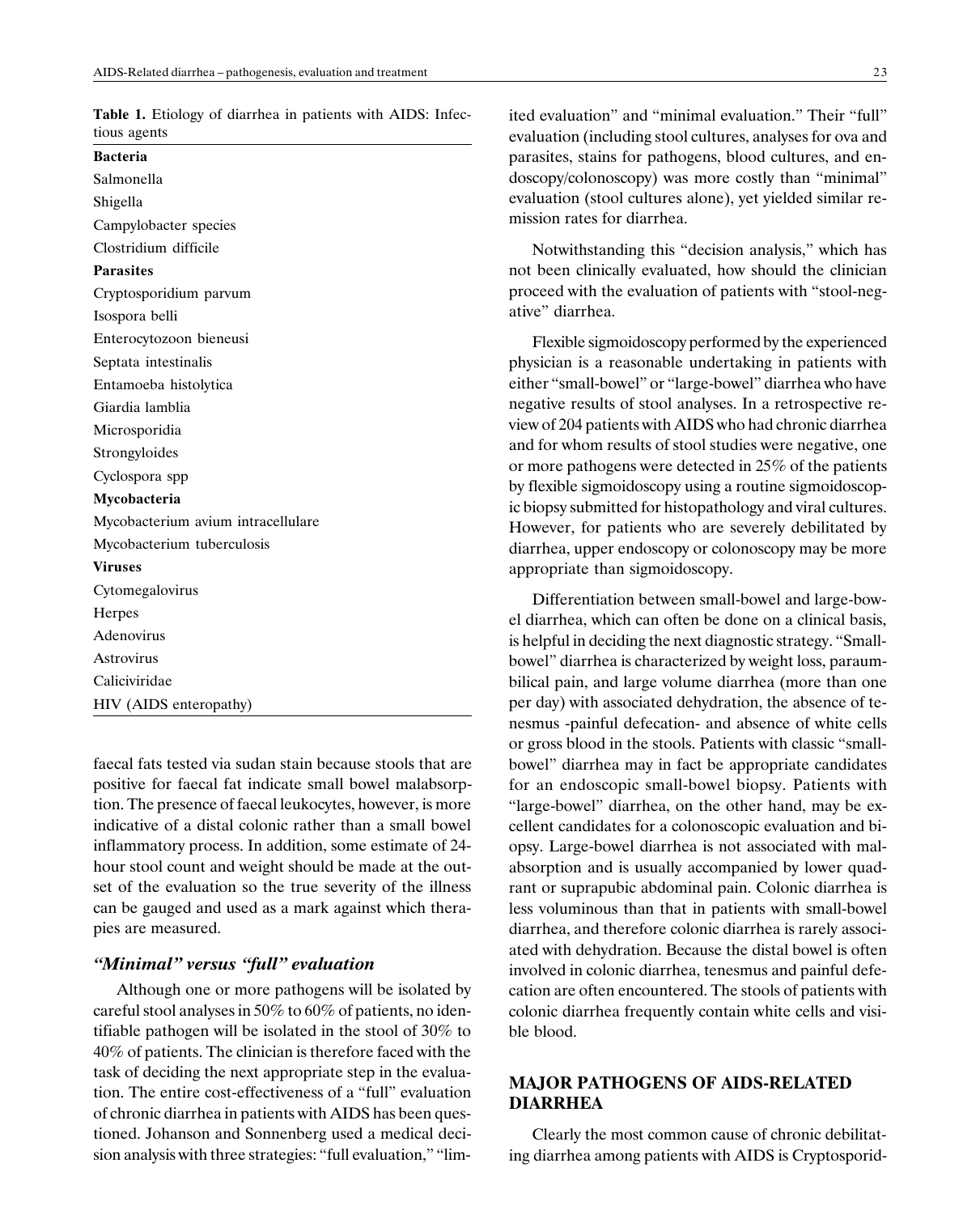**Table 1.** Etiology of diarrhea in patients with AIDS: Infectious agents

| |
|---|
| **Bacteria** |
| Salmonella |
| Shigella |
| Campylobacter species |
| Clostridium difficile |
| **Parasites** |
| Cryptosporidium parvum |
| Isospora belli |
| Enterocytozoon bieneusi |
| Septata intestinalis |
| Entamoeba histolytica |
| Giardia lamblia |
| Microsporidia |
| Strongyloides |
| Cyclospora spp |
| **Mycobacteria** |
| Mycobacterium avium intracellulare |
| Mycobacterium tuberculosis |
| **Viruses** |
| Cytomegalovirus |
| Herpes |
| Adenovirus |
| Astrovirus |
| Caliciviridae |
| HIV (AIDS enteropathy) |

faecal fats tested via sudan stain because stools that are positive for faecal fat indicate small bowel malabsorption. The presence of faecal leukocytes, however, is more indicative of a distal colonic rather than a small bowel inflammatory process. In addition, some estimate of 24-hour stool count and weight should be made at the outset of the evaluation so the true severity of the illness can be gauged and used as a mark against which therapies are measured.

### *"Minimal" versus "full" evaluation*

Although one or more pathogens will be isolated by careful stool analyses in 50% to 60% of patients, no identifiable pathogen will be isolated in the stool of 30% to 40% of patients. The clinician is therefore faced with the task of deciding the next appropriate step in the evaluation. The entire cost-effectiveness of a "full" evaluation of chronic diarrhea in patients with AIDS has been questioned. Johanson and Sonnenberg used a medical decision analysis with three strategies: "full evaluation," "limited evaluation" and "minimal evaluation." Their "full" evaluation (including stool cultures, analyses for ova and parasites, stains for pathogens, blood cultures, and endoscopy/colonoscopy) was more costly than "minimal" evaluation (stool cultures alone), yet yielded similar remission rates for diarrhea.

Notwithstanding this "decision analysis," which has not been clinically evaluated, how should the clinician proceed with the evaluation of patients with "stool-negative" diarrhea.

Flexible sigmoidoscopy performed by the experienced physician is a reasonable undertaking in patients with either "small-bowel" or "large-bowel" diarrhea who have negative results of stool analyses. In a retrospective review of 204 patients with AIDS who had chronic diarrhea and for whom results of stool studies were negative, one or more pathogens were detected in 25% of the patients by flexible sigmoidoscopy using a routine sigmoidoscopic biopsy submitted for histopathology and viral cultures. However, for patients who are severely debilitated by diarrhea, upper endoscopy or colonoscopy may be more appropriate than sigmoidoscopy.

Differentiation between small-bowel and large-bowel diarrhea, which can often be done on a clinical basis, is helpful in deciding the next diagnostic strategy. "Small-bowel" diarrhea is characterized by weight loss, paraumbilical pain, and large volume diarrhea (more than one per day) with associated dehydration, the absence of tenesmus -painful defecation- and absence of white cells or gross blood in the stools. Patients with classic "small-bowel" diarrhea may in fact be appropriate candidates for an endoscopic small-bowel biopsy. Patients with "large-bowel" diarrhea, on the other hand, may be excellent candidates for a colonoscopic evaluation and biopsy. Large-bowel diarrhea is not associated with malabsorption and is usually accompanied by lower quadrant or suprapubic abdominal pain. Colonic diarrhea is less voluminous than that in patients with small-bowel diarrhea, and therefore colonic diarrhea is rarely associated with dehydration. Because the distal bowel is often involved in colonic diarrhea, tenesmus and painful defecation are often encountered. The stools of patients with colonic diarrhea frequently contain white cells and visible blood.

## MAJOR PATHOGENS OF AIDS-RELATED DIARRHEA

Clearly the most common cause of chronic debilitating diarrhea among patients with AIDS is Cryptosporid-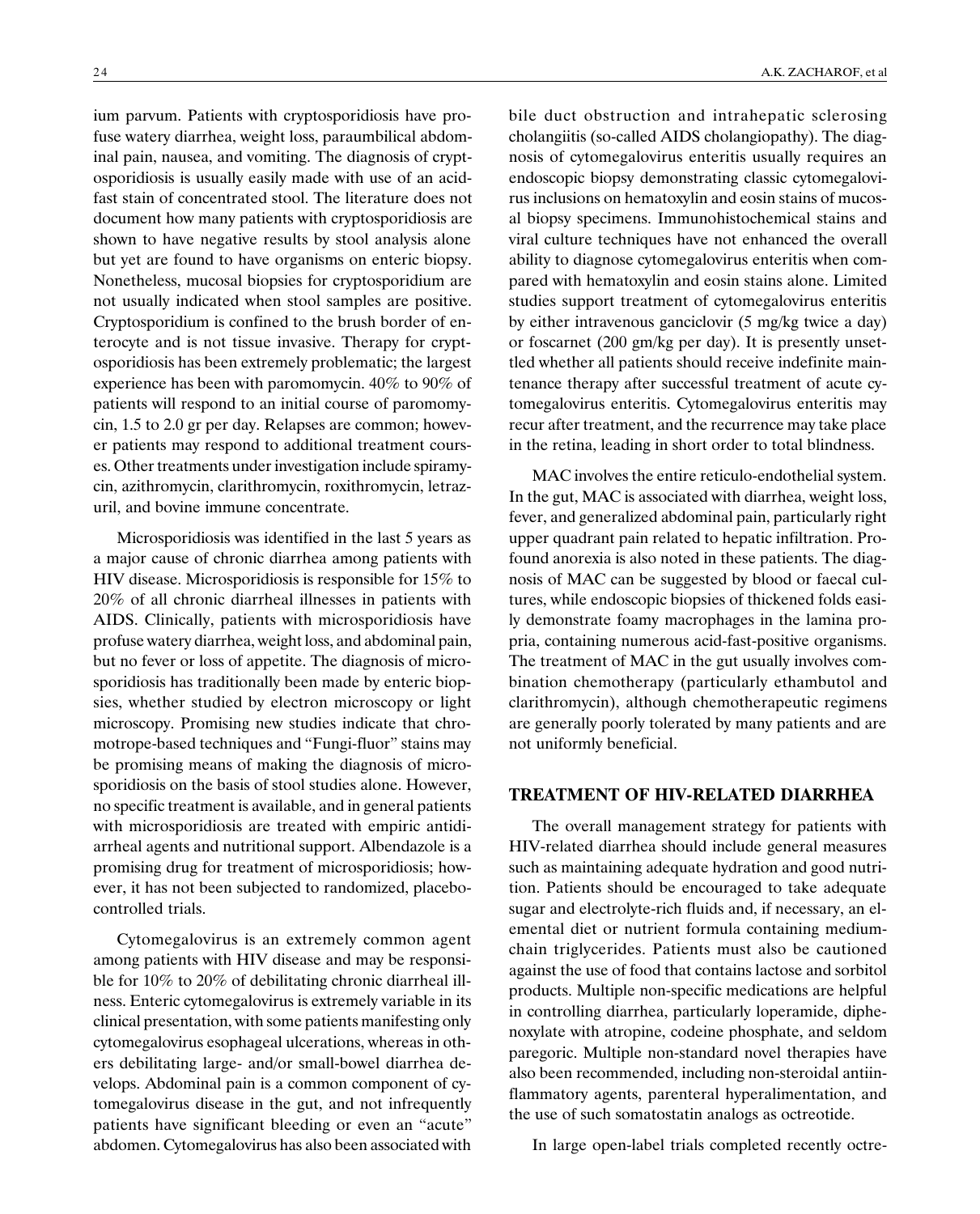ium parvum. Patients with cryptosporidiosis have profuse watery diarrhea, weight loss, paraumbilical abdominal pain, nausea, and vomiting. The diagnosis of cryptosporidiosis is usually easily made with use of an acid-fast stain of concentrated stool. The literature does not document how many patients with cryptosporidiosis are shown to have negative results by stool analysis alone but yet are found to have organisms on enteric biopsy. Nonetheless, mucosal biopsies for cryptosporidium are not usually indicated when stool samples are positive. Cryptosporidium is confined to the brush border of enterocyte and is not tissue invasive. Therapy for cryptosporidiosis has been extremely problematic; the largest experience has been with paromomycin. 40% to 90% of patients will respond to an initial course of paromomycin, 1.5 to 2.0 gr per day. Relapses are common; however patients may respond to additional treatment courses. Other treatments under investigation include spiramycin, azithromycin, clarithromycin, roxithromycin, letrazuril, and bovine immune concentrate.

Microsporidiosis was identified in the last 5 years as a major cause of chronic diarrhea among patients with HIV disease. Microsporidiosis is responsible for 15% to 20% of all chronic diarrheal illnesses in patients with AIDS. Clinically, patients with microsporidiosis have profuse watery diarrhea, weight loss, and abdominal pain, but no fever or loss of appetite. The diagnosis of microsporidiosis has traditionally been made by enteric biopsies, whether studied by electron microscopy or light microscopy. Promising new studies indicate that chromotrope-based techniques and "Fungi-fluor" stains may be promising means of making the diagnosis of microsporidiosis on the basis of stool studies alone. However, no specific treatment is available, and in general patients with microsporidiosis are treated with empiric antidiarrheal agents and nutritional support. Albendazole is a promising drug for treatment of microsporidiosis; however, it has not been subjected to randomized, placebo-controlled trials.

Cytomegalovirus is an extremely common agent among patients with HIV disease and may be responsible for 10% to 20% of debilitating chronic diarrheal illness. Enteric cytomegalovirus is extremely variable in its clinical presentation, with some patients manifesting only cytomegalovirus esophageal ulcerations, whereas in others debilitating large- and/or small-bowel diarrhea develops. Abdominal pain is a common component of cytomegalovirus disease in the gut, and not infrequently patients have significant bleeding or even an "acute" abdomen. Cytomegalovirus has also been associated with bile duct obstruction and intrahepatic sclerosing cholangiitis (so-called AIDS cholangiopathy). The diagnosis of cytomegalovirus enteritis usually requires an endoscopic biopsy demonstrating classic cytomegalovirus inclusions on hematoxylin and eosin stains of mucosal biopsy specimens. Immunohistochemical stains and viral culture techniques have not enhanced the overall ability to diagnose cytomegalovirus enteritis when compared with hematoxylin and eosin stains alone. Limited studies support treatment of cytomegalovirus enteritis by either intravenous ganciclovir (5 mg/kg twice a day) or foscarnet (200 gm/kg per day). It is presently unsettled whether all patients should receive indefinite maintenance therapy after successful treatment of acute cytomegalovirus enteritis. Cytomegalovirus enteritis may recur after treatment, and the recurrence may take place in the retina, leading in short order to total blindness.

MAC involves the entire reticulo-endothelial system. In the gut, MAC is associated with diarrhea, weight loss, fever, and generalized abdominal pain, particularly right upper quadrant pain related to hepatic infiltration. Profound anorexia is also noted in these patients. The diagnosis of MAC can be suggested by blood or faecal cultures, while endoscopic biopsies of thickened folds easily demonstrate foamy macrophages in the lamina propria, containing numerous acid-fast-positive organisms. The treatment of MAC in the gut usually involves combination chemotherapy (particularly ethambutol and clarithromycin), although chemotherapeutic regimens are generally poorly tolerated by many patients and are not uniformly beneficial.

## TREATMENT OF HIV-RELATED DIARRHEA

The overall management strategy for patients with HIV-related diarrhea should include general measures such as maintaining adequate hydration and good nutrition. Patients should be encouraged to take adequate sugar and electrolyte-rich fluids and, if necessary, an elemental diet or nutrient formula containing medium-chain triglycerides. Patients must also be cautioned against the use of food that contains lactose and sorbitol products. Multiple non-specific medications are helpful in controlling diarrhea, particularly loperamide, diphenoxylate with atropine, codeine phosphate, and seldom paregoric. Multiple non-standard novel therapies have also been recommended, including non-steroidal antiinflammatory agents, parenteral hyperalimentation, and the use of such somatostatin analogs as octreotide.

In large open-label trials completed recently octre-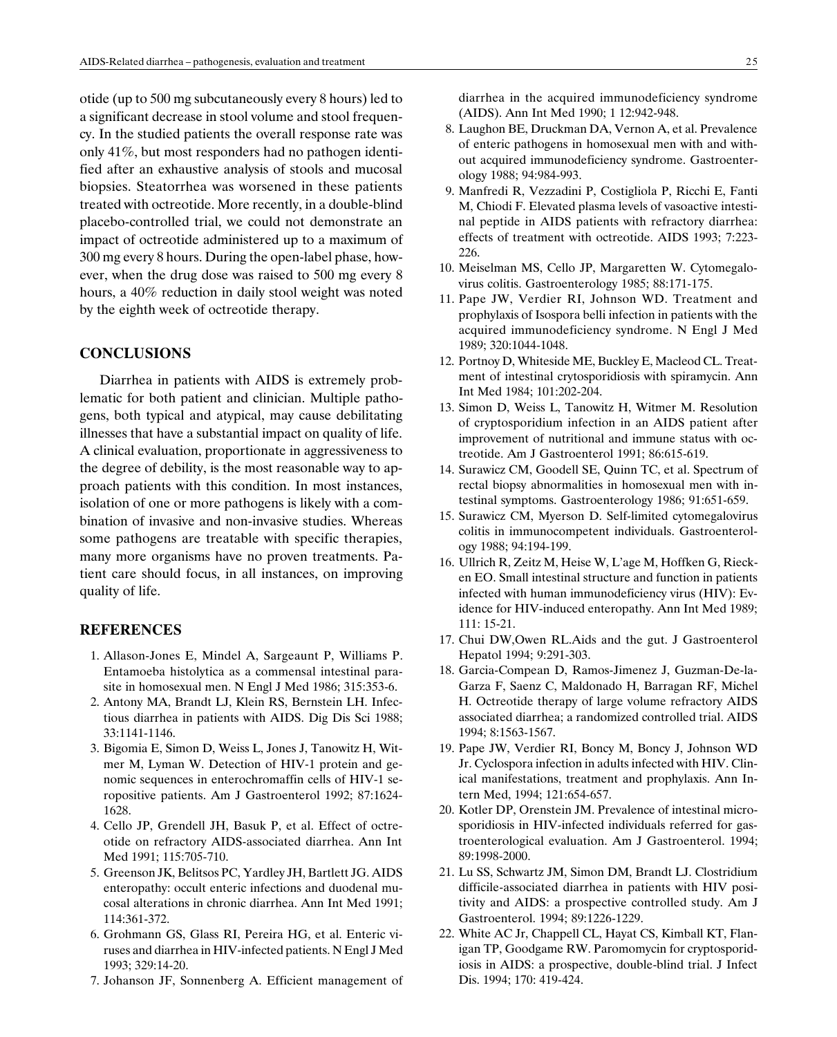otide (up to 500 mg subcutaneously every 8 hours) led to a significant decrease in stool volume and stool frequency. In the studied patients the overall response rate was only 41%, but most responders had no pathogen identified after an exhaustive analysis of stools and mucosal biopsies. Steatorrhea was worsened in these patients treated with octreotide. More recently, in a double-blind placebo-controlled trial, we could not demonstrate an impact of octreotide administered up to a maximum of 300 mg every 8 hours. During the open-label phase, however, when the drug dose was raised to 500 mg every 8 hours, a 40% reduction in daily stool weight was noted by the eighth week of octreotide therapy.

## CONCLUSIONS

Diarrhea in patients with AIDS is extremely problematic for both patient and clinician. Multiple pathogens, both typical and atypical, may cause debilitating illnesses that have a substantial impact on quality of life. A clinical evaluation, proportionate in aggressiveness to the degree of debility, is the most reasonable way to approach patients with this condition. In most instances, isolation of one or more pathogens is likely with a combination of invasive and non-invasive studies. Whereas some pathogens are treatable with specific therapies, many more organisms have no proven treatments. Patient care should focus, in all instances, on improving quality of life.

## REFERENCES

1. Allason-Jones E, Mindel A, Sargeaunt P, Williams P. Entamoeba histolytica as a commensal intestinal parasite in homosexual men. N Engl J Med 1986; 315:353-6.
2. Antony MA, Brandt LJ, Klein RS, Bernstein LH. Infectious diarrhea in patients with AIDS. Dig Dis Sci 1988; 33:1141-1146.
3. Bigomia E, Simon D, Weiss L, Jones J, Tanowitz H, Witmer M, Lyman W. Detection of HIV-1 protein and genomic sequences in enterochromaffin cells of HIV-1 seropositive patients. Am J Gastroenterol 1992; 87:1624-1628.
4. Cello JP, Grendell JH, Basuk P, et al. Effect of octreotide on refractory AIDS-associated diarrhea. Ann Int Med 1991; 115:705-710.
5. Greenson JK, Belitsos PC, Yardley JH, Bartlett JG. AIDS enteropathy: occult enteric infections and duodenal mucosal alterations in chronic diarrhea. Ann Int Med 1991; 114:361-372.
6. Grohmann GS, Glass RI, Pereira HG, et al. Enteric viruses and diarrhea in HIV-infected patients. N Engl J Med 1993; 329:14-20.
7. Johanson JF, Sonnenberg A. Efficient management of diarrhea in the acquired immunodeficiency syndrome (AIDS). Ann Int Med 1990; 1 12:942-948.
8. Laughon BE, Druckman DA, Vernon A, et al. Prevalence of enteric pathogens in homosexual men with and without acquired immunodeficiency syndrome. Gastroenterology 1988; 94:984-993.
9. Manfredi R, Vezzadini P, Costigliola P, Ricchi E, Fanti M, Chiodi F. Elevated plasma levels of vasoactive intestinal peptide in AIDS patients with refractory diarrhea: effects of treatment with octreotide. AIDS 1993; 7:223-226.
10. Meiselman MS, Cello JP, Margaretten W. Cytomegalovirus colitis. Gastroenterology 1985; 88:171-175.
11. Pape JW, Verdier RI, Johnson WD. Treatment and prophylaxis of Isospora belli infection in patients with the acquired immunodeficiency syndrome. N Engl J Med 1989; 320:1044-1048.
12. Portnoy D, Whiteside ME, Buckley E, Macleod CL. Treatment of intestinal crytosporidiosis with spiramycin. Ann Int Med 1984; 101:202-204.
13. Simon D, Weiss L, Tanowitz H, Witmer M. Resolution of cryptosporidium infection in an AIDS patient after improvement of nutritional and immune status with octreotide. Am J Gastroenterol 1991; 86:615-619.
14. Surawicz CM, Goodell SE, Quinn TC, et al. Spectrum of rectal biopsy abnormalities in homosexual men with intestinal symptoms. Gastroenterology 1986; 91:651-659.
15. Surawicz CM, Myerson D. Self-limited cytomegalovirus colitis in immunocompetent individuals. Gastroenterology 1988; 94:194-199.
16. Ullrich R, Zeitz M, Heise W, L'age M, Hoffken G, Riecken EO. Small intestinal structure and function in patients infected with human immunodeficiency virus (HIV): Evidence for HIV-induced enteropathy. Ann Int Med 1989; 111: 15-21.
17. Chui DW,Owen RL.Aids and the gut. J Gastroenterol Hepatol 1994; 9:291-303.
18. Garcia-Compean D, Ramos-Jimenez J, Guzman-De-la-Garza F, Saenz C, Maldonado H, Barragan RF, Michel H. Octreotide therapy of large volume refractory AIDS associated diarrhea; a randomized controlled trial. AIDS 1994; 8:1563-1567.
19. Pape JW, Verdier RI, Boncy M, Boncy J, Johnson WD Jr. Cyclospora infection in adults infected with HIV. Clinical manifestations, treatment and prophylaxis. Ann Intern Med, 1994; 121:654-657.
20. Kotler DP, Orenstein JM. Prevalence of intestinal microsporidiosis in HIV-infected individuals referred for gastroenterological evaluation. Am J Gastroenterol. 1994; 89:1998-2000.
21. Lu SS, Schwartz JM, Simon DM, Brandt LJ. Clostridium difficile-associated diarrhea in patients with HIV positivity and AIDS: a prospective controlled study. Am J Gastroenterol. 1994; 89:1226-1229.
22. White AC Jr, Chappell CL, Hayat CS, Kimball KT, Flanigan TP, Goodgame RW. Paromomycin for cryptosporidiosis in AIDS: a prospective, double-blind trial. J Infect Dis. 1994; 170: 419-424.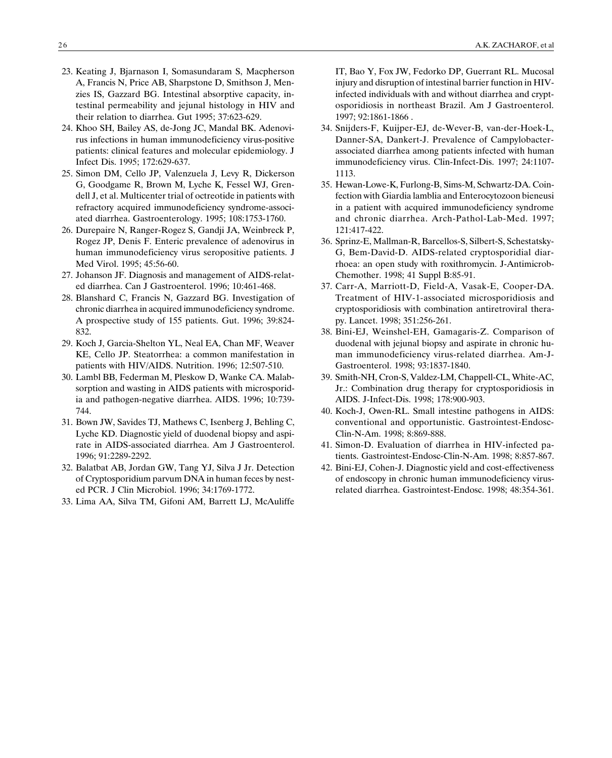23. Keating J, Bjarnason I, Somasundaram S, Macpherson A, Francis N, Price AB, Sharpstone D, Smithson J, Menzies IS, Gazzard BG. Intestinal absorptive capacity, intestinal permeability and jejunal histology in HIV and their relation to diarrhea. Gut 1995; 37:623-629.
24. Khoo SH, Bailey AS, de-Jong JC, Mandal BK. Adenovirus infections in human immunodeficiency virus-positive patients: clinical features and molecular epidemiology. J Infect Dis. 1995; 172:629-637.
25. Simon DM, Cello JP, Valenzuela J, Levy R, Dickerson G, Goodgame R, Brown M, Lyche K, Fessel WJ, Grendell J, et al. Multicenter trial of octreotide in patients with refractory acquired immunodeficiency syndrome-associated diarrhea. Gastroenterology. 1995; 108:1753-1760.
26. Durepaire N, Ranger-Rogez S, Gandji JA, Weinbreck P, Rogez JP, Denis F. Enteric prevalence of adenovirus in human immunodeficiency virus seropositive patients. J Med Virol. 1995; 45:56-60.
27. Johanson JF. Diagnosis and management of AIDS-related diarrhea. Can J Gastroenterol. 1996; 10:461-468.
28. Blanshard C, Francis N, Gazzard BG. Investigation of chronic diarrhea in acquired immunodeficiency syndrome. A prospective study of 155 patients. Gut. 1996; 39:824-832.
29. Koch J, Garcia-Shelton YL, Neal EA, Chan MF, Weaver KE, Cello JP. Steatorrhea: a common manifestation in patients with HIV/AIDS. Nutrition. 1996; 12:507-510.
30. Lambl BB, Federman M, Pleskow D, Wanke CA. Malabsorption and wasting in AIDS patients with microsporidia and pathogen-negative diarrhea. AIDS. 1996; 10:739-744.
31. Bown JW, Savides TJ, Mathews C, Isenberg J, Behling C, Lyche KD. Diagnostic yield of duodenal biopsy and aspirate in AIDS-associated diarrhea. Am J Gastroenterol. 1996; 91:2289-2292.
32. Balatbat AB, Jordan GW, Tang YJ, Silva J Jr. Detection of Cryptosporidium parvum DNA in human feces by nested PCR. J Clin Microbiol. 1996; 34:1769-1772.
33. Lima AA, Silva TM, Gifoni AM, Barrett LJ, McAuliffe IT, Bao Y, Fox JW, Fedorko DP, Guerrant RL. Mucosal injury and disruption of intestinal barrier function in HIV-infected individuals with and without diarrhea and cryptosporidiosis in northeast Brazil. Am J Gastroenterol. 1997; 92:1861-1866 .
34. Snijders-F, Kuijper-EJ, de-Wever-B, van-der-Hoek-L, Danner-SA, Dankert-J. Prevalence of Campylobacter-associated diarrhea among patients infected with human immunodeficiency virus. Clin-Infect-Dis. 1997; 24:1107-1113.
35. Hewan-Lowe-K, Furlong-B, Sims-M, Schwartz-DA. Coinfection with Giardia lamblia and Enterocytozoon bieneusi in a patient with acquired immunodeficiency syndrome and chronic diarrhea. Arch-Pathol-Lab-Med. 1997; 121:417-422.
36. Sprinz-E, Mallman-R, Barcellos-S, Silbert-S, Schestatsky-G, Bem-David-D. AIDS-related cryptosporidial diarrhoea: an open study with roxithromycin. J-Antimicrob-Chemother. 1998; 41 Suppl B:85-91.
37. Carr-A, Marriott-D, Field-A, Vasak-E, Cooper-DA. Treatment of HIV-1-associated microsporidiosis and cryptosporidiosis with combination antiretroviral therapy. Lancet. 1998; 351:256-261.
38. Bini-EJ, Weinshel-EH, Gamagaris-Z. Comparison of duodenal with jejunal biopsy and aspirate in chronic human immunodeficiency virus-related diarrhea. Am-J-Gastroenterol. 1998; 93:1837-1840.
39. Smith-NH, Cron-S, Valdez-LM, Chappell-CL, White-AC, Jr.: Combination drug therapy for cryptosporidiosis in AIDS. J-Infect-Dis. 1998; 178:900-903.
40. Koch-J, Owen-RL. Small intestine pathogens in AIDS: conventional and opportunistic. Gastrointest-Endosc-Clin-N-Am. 1998; 8:869-888.
41. Simon-D. Evaluation of diarrhea in HIV-infected patients. Gastrointest-Endosc-Clin-N-Am. 1998; 8:857-867.
42. Bini-EJ, Cohen-J. Diagnostic yield and cost-effectiveness of endoscopy in chronic human immunodeficiency virus-related diarrhea. Gastrointest-Endosc. 1998; 48:354-361.